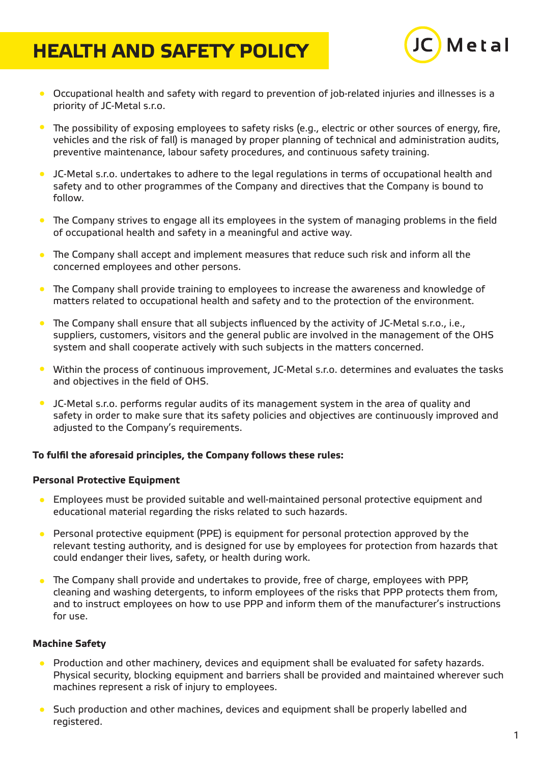# HEALTH AND SAFETY POLICY

JC Metal

- Occupational health and safety with regard to prevention of job-related injuries and illnesses is a priority of JC-Metal s.r.o.
- The possibility of exposing employees to safety risks (e.g., electric or other sources of energy, fire, vehicles and the risk of fall) is managed by proper planning of technical and administration audits, preventive maintenance, labour safety procedures, and continuous safety training.
- JC-Metal s.r.o. undertakes to adhere to the legal regulations in terms of occupational health and safety and to other programmes of the Company and directives that the Company is bound to follow.
- The Company strives to engage all its employees in the system of managing problems in the field of occupational health and safety in a meaningful and active way.
- The Company shall accept and implement measures that reduce such risk and inform all the concerned employees and other persons.
- The Company shall provide training to employees to increase the awareness and knowledge of matters related to occupational health and safety and to the protection of the environment.
- The Company shall ensure that all subjects influenced by the activity of JC-Metal s.r.o., i.e., suppliers, customers, visitors and the general public are involved in the management of the OHS system and shall cooperate actively with such subjects in the matters concerned.
- Within the process of continuous improvement, JC-Metal s.r.o. determines and evaluates the tasks and objectives in the field of OHS.
- JC-Metal s.r.o. performs regular audits of its management system in the area of quality and safety in order to make sure that its safety policies and objectives are continuously improved and adjusted to the Company's requirements.

**To fulfil the aforesaid principles, the Company follows these rules:**

**Personal Protective Equipment**

- Employees must be provided suitable and well-maintained personal protective equipment and educational material regarding the risks related to such hazards.
- Personal protective equipment (PPE) is equipment for personal protection approved by the relevant testing authority, and is designed for use by employees for protection from hazards that could endanger their lives, safety, or health during work.
- The Company shall provide and undertakes to provide, free of charge, employees with PPP, cleaning and washing detergents, to inform employees of the risks that PPP protects them from, and to instruct employees on how to use PPP and inform them of the manufacturer's instructions for use.

**Machine Safety**

- Production and other machinery, devices and equipment shall be evaluated for safety hazards. Physical security, blocking equipment and barriers shall be provided and maintained wherever such machines represent a risk of injury to employees.
- Such production and other machines, devices and equipment shall be properly labelled and registered.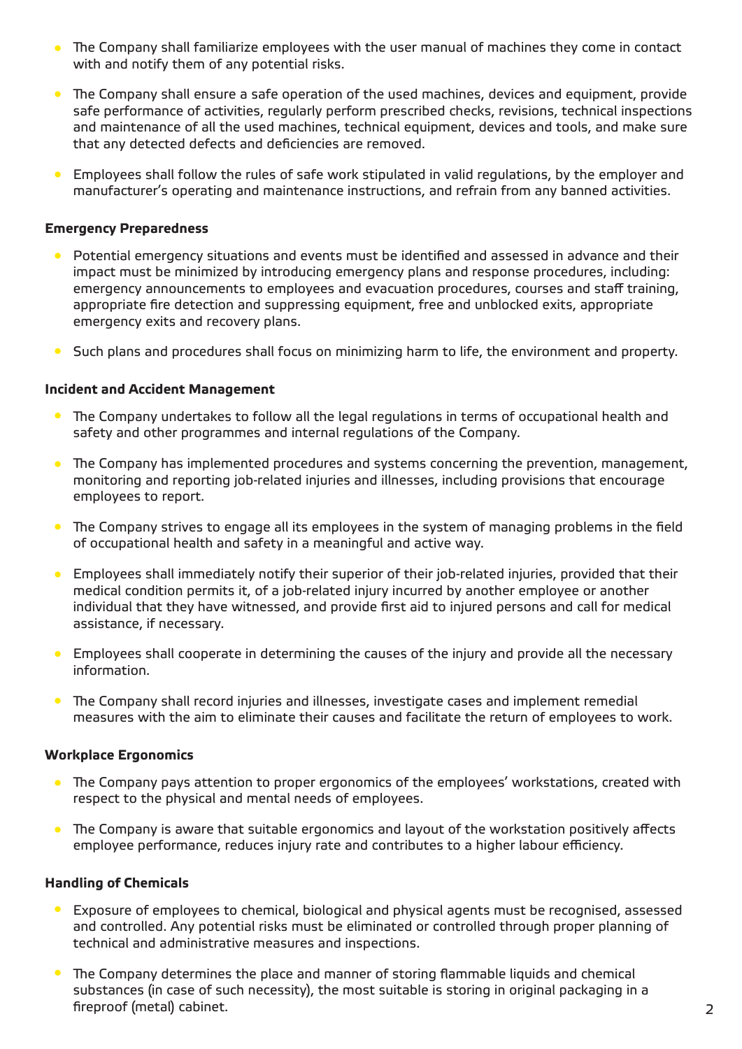- The Company shall familiarize employees with the user manual of machines they come in contact with and notify them of any potential risks.
- The Company shall ensure a safe operation of the used machines, devices and equipment, provide safe performance of activities, regularly perform prescribed checks, revisions, technical inspections and maintenance of all the used machines, technical equipment, devices and tools, and make sure that any detected defects and deficiencies are removed.
- Employees shall follow the rules of safe work stipulated in valid regulations, by the employer and manufacturer's operating and maintenance instructions, and refrain from any banned activities.

**Emergency Preparedness**

- Potential emergency situations and events must be identified and assessed in advance and their impact must be minimized by introducing emergency plans and response procedures, including: emergency announcements to employees and evacuation procedures, courses and staff training, appropriate fire detection and suppressing equipment, free and unblocked exits, appropriate emergency exits and recovery plans.
- Such plans and procedures shall focus on minimizing harm to life, the environment and property.

**Incident and Accident Management**

- The Company undertakes to follow all the legal regulations in terms of occupational health and safety and other programmes and internal regulations of the Company.
- The Company has implemented procedures and systems concerning the prevention, management, monitoring and reporting job-related injuries and illnesses, including provisions that encourage employees to report.
- The Company strives to engage all its employees in the system of managing problems in the field of occupational health and safety in a meaningful and active way.
- Employees shall immediately notify their superior of their job-related injuries, provided that their medical condition permits it, of a job-related injury incurred by another employee or another individual that they have witnessed, and provide first aid to injured persons and call for medical assistance, if necessary.
- Employees shall cooperate in determining the causes of the injury and provide all the necessary information.
- The Company shall record injuries and illnesses, investigate cases and implement remedial measures with the aim to eliminate their causes and facilitate the return of employees to work.

**Workplace Ergonomics**

- The Company pays attention to proper ergonomics of the employees' workstations, created with respect to the physical and mental needs of employees.
- The Company is aware that suitable ergonomics and layout of the workstation positively affects employee performance, reduces injury rate and contributes to a higher labour efficiency.

**Handling of Chemicals**

- Exposure of employees to chemical, biological and physical agents must be recognised, assessed and controlled. Any potential risks must be eliminated or controlled through proper planning of technical and administrative measures and inspections.
- The Company determines the place and manner of storing flammable liquids and chemical substances (in case of such necessity), the most suitable is storing in original packaging in a fireproof (metal) cabinet.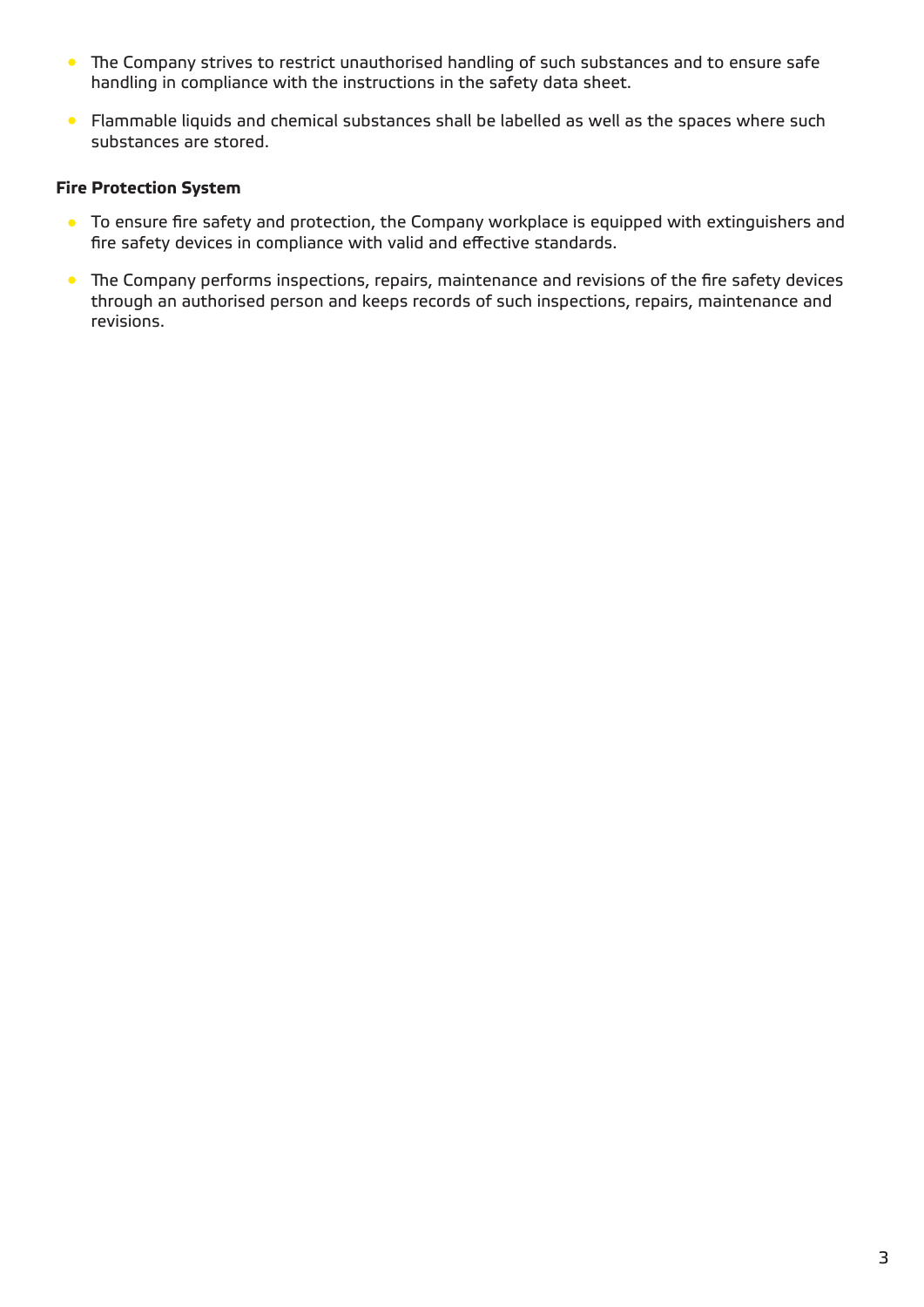- The Company strives to restrict unauthorised handling of such substances and to ensure safe handling in compliance with the instructions in the safety data sheet.
- Flammable liquids and chemical substances shall be labelled as well as the spaces where such substances are stored.

**Fire Protection System**

- To ensure fire safety and protection, the Company workplace is equipped with extinguishers and fire safety devices in compliance with valid and effective standards.
- The Company performs inspections, repairs, maintenance and revisions of the fire safety devices through an authorised person and keeps records of such inspections, repairs, maintenance and revisions.